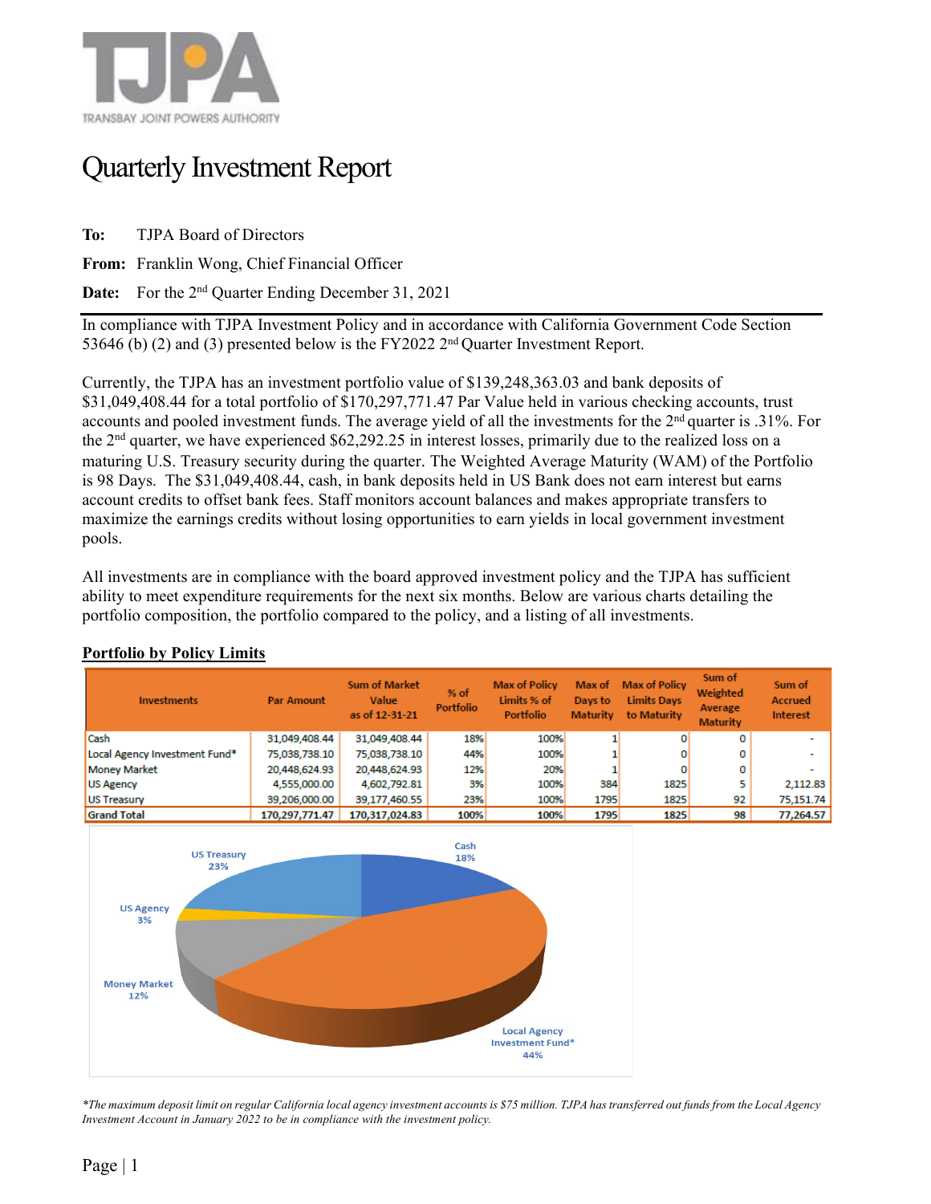TRANSBAY JOINT POWERS AUTHORITY

# Quarterly Investment Report

**To:** TJPA Board of Directors

**From:** Franklin Wong, Chief Financial Officer

**Date:** For the 2nd Quarter Ending December 31, 2021

In compliance with TJPA Investment Policy and in accordance with California Government Code Section 53646 (b) (2) and (3) presented below is the FY2022 2nd Quarter Investment Report.

Currently, the TJPA has an investment portfolio value of $139,248,363.03 and bank deposits of $31,049,408.44 for a total portfolio of $170,297,771.47 Par Value held in various checking accounts, trust accounts and pooled investment funds. The average yield of all the investments for the 2nd quarter is .31%. For the 2nd quarter, we have experienced $62,292.25 in interest losses, primarily due to the realized loss on a maturing U.S. Treasury security during the quarter. The Weighted Average Maturity (WAM) of the Portfolio is 98 Days. The $31,049,408.44, cash, in bank deposits held in US Bank does not earn interest but earns account credits to offset bank fees. Staff monitors account balances and makes appropriate transfers to maximize the earnings credits without losing opportunities to earn yields in local government investment pools.

All investments are in compliance with the board approved investment policy and the TJPA has sufficient ability to meet expenditure requirements for the next six months. Below are various charts detailing the portfolio composition, the portfolio compared to the policy, and a listing of all investments.

**Portfolio by Policy Limits**

| Investments | Par Amount | Sum of Market Value as of 12-31-21 | % of Portfolio | Max of Policy Limits % of Portfolio | Max of Days to Maturity | Max of Policy Limits Days to Maturity | Sum of Weighted Average Maturity | Sum of Accrued Interest |
|---|---|---|---|---|---|---|---|---|
| Cash | 31,049,408.44 | 31,049,408.44 | 18% | 100% | 1 | 0 | 0 | - |
| Local Agency Investment Fund* | 75,038,738.10 | 75,038,738.10 | 44% | 100% | 1 | 0 | 0 | - |
| Money Market | 20,448,624.93 | 20,448,624.93 | 12% | 20% | 1 | 0 | 0 | - |
| US Agency | 4,555,000.00 | 4,602,792.81 | 3% | 100% | 384 | 1825 | 5 | 2,112.83 |
| US Treasury | 39,206,000.00 | 39,177,460.55 | 23% | 100% | 1795 | 1825 | 92 | 75,151.74 |
| Grand Total | 170,297,771.47 | 170,317,024.83 | 100% | 100% | 1795 | 1825 | 98 | 77,264.57 |

*The maximum deposit limit on regular California local agency investment accounts is $75 million. TJPA has transferred out funds from the Local Agency Investment Account in January 2022 to be in compliance with the investment policy.*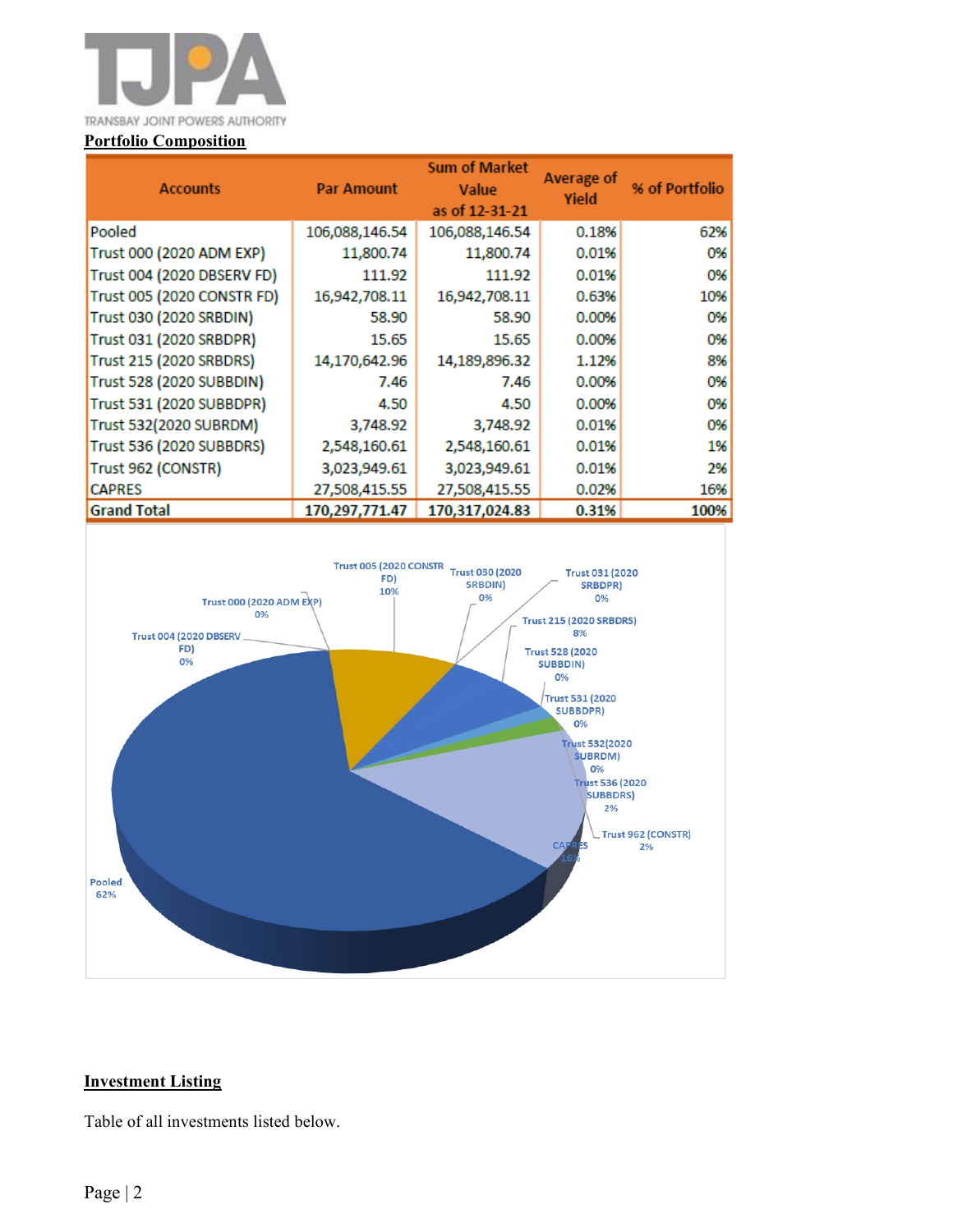## Portfolio Composition

| Accounts | Par Amount | Sum of Market Value as of 12-31-21 | Average of Yield | % of Portfolio |
|---|---|---|---|---|
| Pooled | 106,088,146.54 | 106,088,146.54 | 0.18% | 62% |
| Trust 000 (2020 ADM EXP) | 11,800.74 | 11,800.74 | 0.01% | 0% |
| Trust 004 (2020 DBSERV FD) | 111.92 | 111.92 | 0.01% | 0% |
| Trust 005 (2020 CONSTR FD) | 16,942,708.11 | 16,942,708.11 | 0.63% | 10% |
| Trust 030 (2020 SRBDIN) | 58.90 | 58.90 | 0.00% | 0% |
| Trust 031 (2020 SRBDPR) | 15.65 | 15.65 | 0.00% | 0% |
| Trust 215 (2020 SRBDRS) | 14,170,642.96 | 14,189,896.32 | 1.12% | 8% |
| Trust 528 (2020 SUBBDIN) | 7.46 | 7.46 | 0.00% | 0% |
| Trust 531 (2020 SUBBDPR) | 4.50 | 4.50 | 0.00% | 0% |
| Trust 532(2020 SUBRDM) | 3,748.92 | 3,748.92 | 0.01% | 0% |
| Trust 536 (2020 SUBBDRS) | 2,548,160.61 | 2,548,160.61 | 0.01% | 1% |
| Trust 962 (CONSTR) | 3,023,949.61 | 3,023,949.61 | 0.01% | 2% |
| CAPRES | 27,508,415.55 | 27,508,415.55 | 0.02% | 16% |
| **Grand Total** | **170,297,771.47** | **170,317,024.83** | **0.31%** | **100%** |

## Investment Listing

Table of all investments listed below.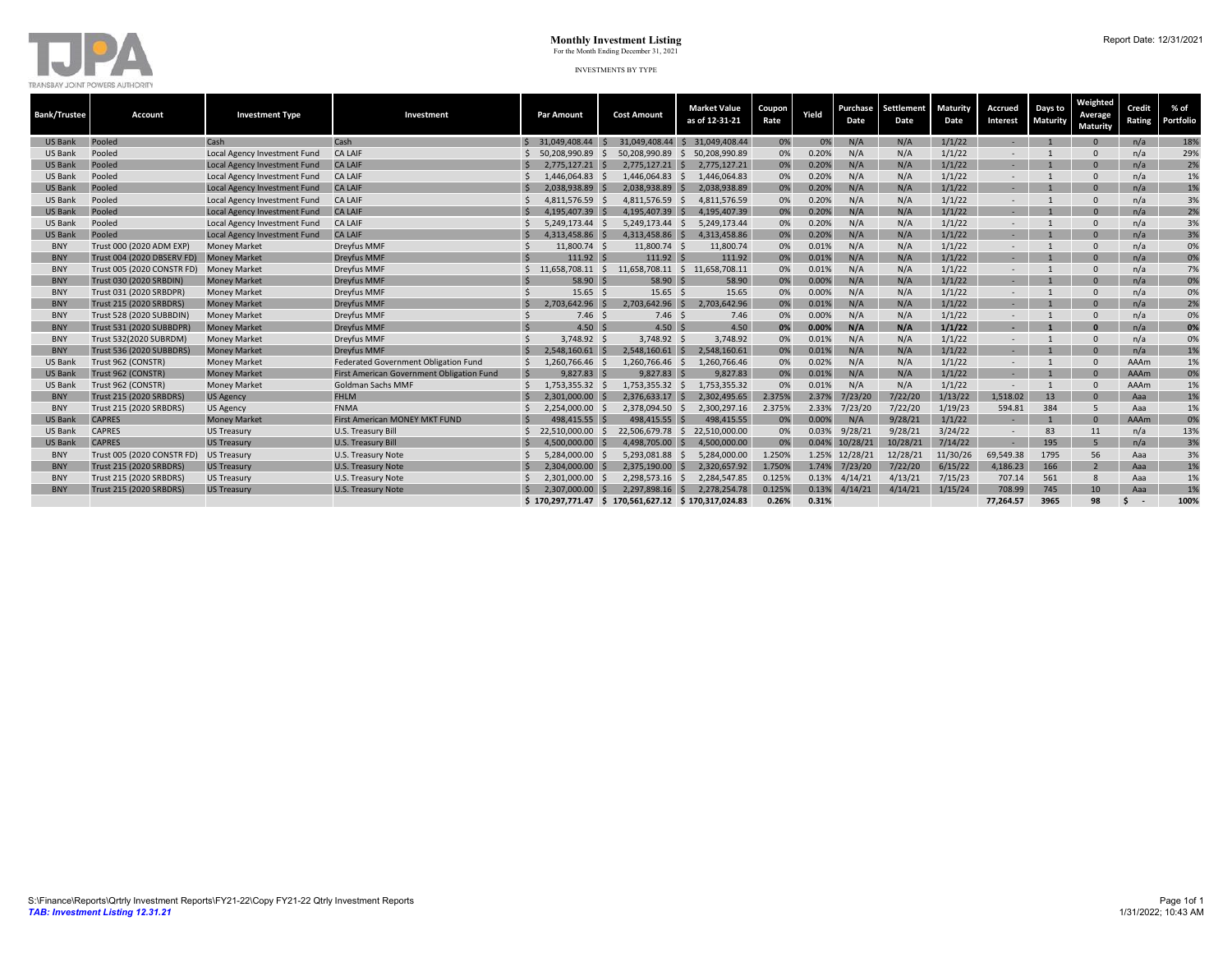**Monthly Investment Listing**
For the Month Ending December 31, 2021

INVESTMENTS BY TYPE

Report Date: 12/31/2021

| Bank/Trustee | Account | Investment Type | Investment | Par Amount | Cost Amount | Market Value as of 12-31-21 | Coupon Rate | Yield | Purchase Date | Settlement Date | Maturity Date | Accrued Interest | Days to Maturity | Weighted Average Maturity | Credit Rating | % of Portfolio |
|---|---|---|---|---|---|---|---|---|---|---|---|---|---|---|---|---|
| US Bank | Pooled | Cash | Cash | $ 31,049,408.44 | $ 31,049,408.44 | $ 31,049,408.44 | 0% | 0% | N/A | N/A | 1/1/22 | - | 1 | 0 | n/a | 18% |
| US Bank | Pooled | Local Agency Investment Fund | CA LAIF | $ 50,208,990.89 | $ 50,208,990.89 | $ 50,208,990.89 | 0% | 0.20% | N/A | N/A | 1/1/22 | - | 1 | 0 | n/a | 29% |
| US Bank | Pooled | Local Agency Investment Fund | CA LAIF | $ 2,775,127.21 | $ 2,775,127.21 | $ 2,775,127.21 | 0% | 0.20% | N/A | N/A | 1/1/22 | - | 1 | 0 | n/a | 2% |
| US Bank | Pooled | Local Agency Investment Fund | CA LAIF | $ 1,446,064.83 | $ 1,446,064.83 | $ 1,446,064.83 | 0% | 0.20% | N/A | N/A | 1/1/22 | - | 1 | 0 | n/a | 1% |
| US Bank | Pooled | Local Agency Investment Fund | CA LAIF | $ 2,038,938.89 | $ 2,038,938.89 | $ 2,038,938.89 | 0% | 0.20% | N/A | N/A | 1/1/22 | - | 1 | 0 | n/a | 1% |
| US Bank | Pooled | Local Agency Investment Fund | CA LAIF | $ 4,811,576.59 | $ 4,811,576.59 | $ 4,811,576.59 | 0% | 0.20% | N/A | N/A | 1/1/22 | - | 1 | 0 | n/a | 3% |
| US Bank | Pooled | Local Agency Investment Fund | CA LAIF | $ 4,195,407.39 | $ 4,195,407.39 | $ 4,195,407.39 | 0% | 0.20% | N/A | N/A | 1/1/22 | - | 1 | 0 | n/a | 2% |
| US Bank | Pooled | Local Agency Investment Fund | CA LAIF | $ 5,249,173.44 | $ 5,249,173.44 | $ 5,249,173.44 | 0% | 0.20% | N/A | N/A | 1/1/22 | - | 1 | 0 | n/a | 3% |
| US Bank | Pooled | Local Agency Investment Fund | CA LAIF | $ 4,313,458.86 | $ 4,313,458.86 | $ 4,313,458.86 | 0% | 0.20% | N/A | N/A | 1/1/22 | - | 1 | 0 | n/a | 3% |
| BNY | Trust 000 (2020 ADM EXP) | Money Market | Dreyfus MMF | $ 11,800.74 | $ 11,800.74 | $ 11,800.74 | 0% | 0.01% | N/A | N/A | 1/1/22 | - | 1 | 0 | n/a | 0% |
| BNY | Trust 004 (2020 DBSERV FD) | Money Market | Dreyfus MMF | $ 111.92 | $ 111.92 | $ 111.92 | 0% | 0.01% | N/A | N/A | 1/1/22 | - | 1 | 0 | n/a | 0% |
| BNY | Trust 005 (2020 CONSTR FD) | Money Market | Dreyfus MMF | $ 11,658,708.11 | $ 11,658,708.11 | $ 11,658,708.11 | 0% | 0.01% | N/A | N/A | 1/1/22 | - | 1 | 0 | n/a | 7% |
| BNY | Trust 030 (2020 SRBDIN) | Money Market | Dreyfus MMF | $ 58.90 | $ 58.90 | $ 58.90 | 0% | 0.00% | N/A | N/A | 1/1/22 | - | 1 | 0 | n/a | 0% |
| BNY | Trust 031 (2020 SRBDPR) | Money Market | Dreyfus MMF | $ 15.65 | $ 15.65 | $ 15.65 | 0% | 0.00% | N/A | N/A | 1/1/22 | - | 1 | 0 | n/a | 0% |
| BNY | Trust 215 (2020 SRBDRS) | Money Market | Dreyfus MMF | $ 2,703,642.96 | $ 2,703,642.96 | $ 2,703,642.96 | 0% | 0.01% | N/A | N/A | 1/1/22 | - | 1 | 0 | n/a | 2% |
| BNY | Trust 528 (2020 SUBBDIN) | Money Market | Dreyfus MMF | $ 7.46 | $ 7.46 | $ 7.46 | 0% | 0.00% | N/A | N/A | 1/1/22 | - | 1 | 0 | n/a | 0% |
| BNY | Trust 531 (2020 SUBBDPR) | Money Market | Dreyfus MMF | $ 4.50 | $ 4.50 | $ 4.50 | **0%** | **0.00%** | **N/A** | **N/A** | **1/1/22** | **-** | **1** | **0** | n/a | **0%** |
| BNY | Trust 532(2020 SUBRDM) | Money Market | Dreyfus MMF | $ 3,748.92 | $ 3,748.92 | $ 3,748.92 | 0% | 0.01% | N/A | N/A | 1/1/22 | - | 1 | 0 | n/a | 0% |
| BNY | Trust 536 (2020 SUBBDRS) | Money Market | Dreyfus MMF | $ 2,548,160.61 | $ 2,548,160.61 | $ 2,548,160.61 | 0% | 0.01% | N/A | N/A | 1/1/22 | - | 1 | 0 | n/a | 1% |
| US Bank | Trust 962 (CONSTR) | Money Market | Federated Government Obligation Fund | $ 1,260,766.46 | $ 1,260,766.46 | $ 1,260,766.46 | 0% | 0.02% | N/A | N/A | 1/1/22 | - | 1 | 0 | AAAm | 1% |
| US Bank | Trust 962 (CONSTR) | Money Market | First American Government Obligation Fund | $ 9,827.83 | $ 9,827.83 | $ 9,827.83 | 0% | 0.01% | N/A | N/A | 1/1/22 | - | 1 | 0 | AAAm | 0% |
| US Bank | Trust 962 (CONSTR) | Money Market | Goldman Sachs MMF | $ 1,753,355.32 | $ 1,753,355.32 | $ 1,753,355.32 | 0% | 0.01% | N/A | N/A | 1/1/22 | - | 1 | 0 | AAAm | 1% |
| BNY | Trust 215 (2020 SRBDRS) | US Agency | FHLM | $ 2,301,000.00 | $ 2,376,633.17 | $ 2,302,495.65 | 2.375% | 2.37% | 7/23/20 | 7/22/20 | 1/13/22 | 1,518.02 | 13 | 0 | Aaa | 1% |
| BNY | Trust 215 (2020 SRBDRS) | US Agency | FNMA | $ 2,254,000.00 | $ 2,378,094.50 | $ 2,300,297.16 | 2.375% | 2.33% | 7/23/20 | 7/22/20 | 1/19/23 | 594.81 | 384 | 5 | Aaa | 1% |
| US Bank | CAPRES | Money Market | First American MONEY MKT FUND | $ 498,415.55 | $ 498,415.55 | $ 498,415.55 | 0% | 0.00% | N/A | 9/28/21 | 1/1/22 | - | 1 | 0 | AAAm | 0% |
| US Bank | CAPRES | US Treasury | U.S. Treasury Bill | $ 22,510,000.00 | $ 22,506,679.78 | $ 22,510,000.00 | 0% | 0.03% | 9/28/21 | 9/28/21 | 3/24/22 | - | 83 | 11 | n/a | 13% |
| US Bank | CAPRES | US Treasury | U.S. Treasury Bill | $ 4,500,000.00 | $ 4,498,705.00 | $ 4,500,000.00 | 0% | 0.04% | 10/28/21 | 10/28/21 | 7/14/22 | - | 195 | 5 | n/a | 3% |
| BNY | Trust 005 (2020 CONSTR FD) | US Treasury | U.S. Treasury Note | $ 5,284,000.00 | $ 5,293,081.88 | $ 5,284,000.00 | 1.250% | 1.25% | 12/28/21 | 12/28/21 | 11/30/26 | 69,549.38 | 1795 | 56 | Aaa | 3% |
| BNY | Trust 215 (2020 SRBDRS) | US Treasury | U.S. Treasury Note | $ 2,304,000.00 | $ 2,375,190.00 | $ 2,320,657.92 | 1.750% | 1.74% | 7/23/20 | 7/22/20 | 6/15/22 | 4,186.23 | 166 | 2 | Aaa | 1% |
| BNY | Trust 215 (2020 SRBDRS) | US Treasury | U.S. Treasury Note | $ 2,301,000.00 | $ 2,298,573.16 | $ 2,284,547.85 | 0.125% | 0.13% | 4/14/21 | 4/13/21 | 7/15/23 | 707.14 | 561 | 8 | Aaa | 1% |
| BNY | Trust 215 (2020 SRBDRS) | US Treasury | U.S. Treasury Note | $ 2,307,000.00 | $ 2,297,898.16 | $ 2,278,254.78 | 0.125% | 0.13% | 4/14/21 | 4/14/21 | 1/15/24 | 708.99 | 745 | 10 | Aaa | 1% |
| | | | | **$ 170,297,771.47** | **$ 170,561,627.12** | **$ 170,317,024.83** | **0.26%** | **0.31%** | | | | **77,264.57** | **3965** | **98** | **$ -** | **100%** |

S:\Finance\Reports\Qrtrly Investment Reports\FY21-22\Copy FY21-22 Qtrly Investment Reports
***TAB: Investment Listing 12.31.21***

1/31/2022; 10:43 AM